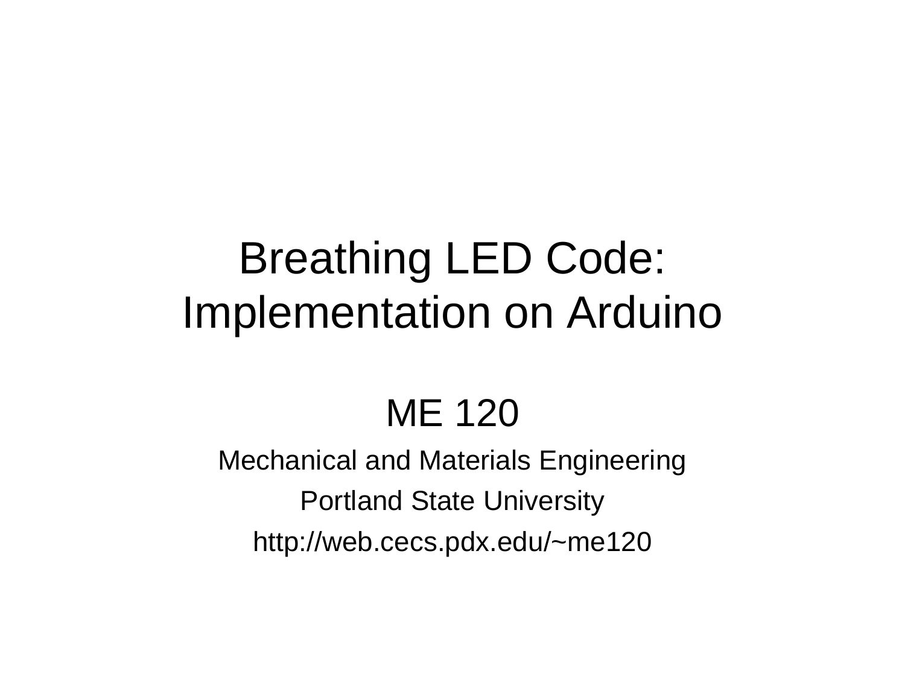# Breathing LED Code: Implementation on Arduino

ME 120

Mechanical and Materials Engineering

Portland State University

http://web.cecs.pdx.edu/~me120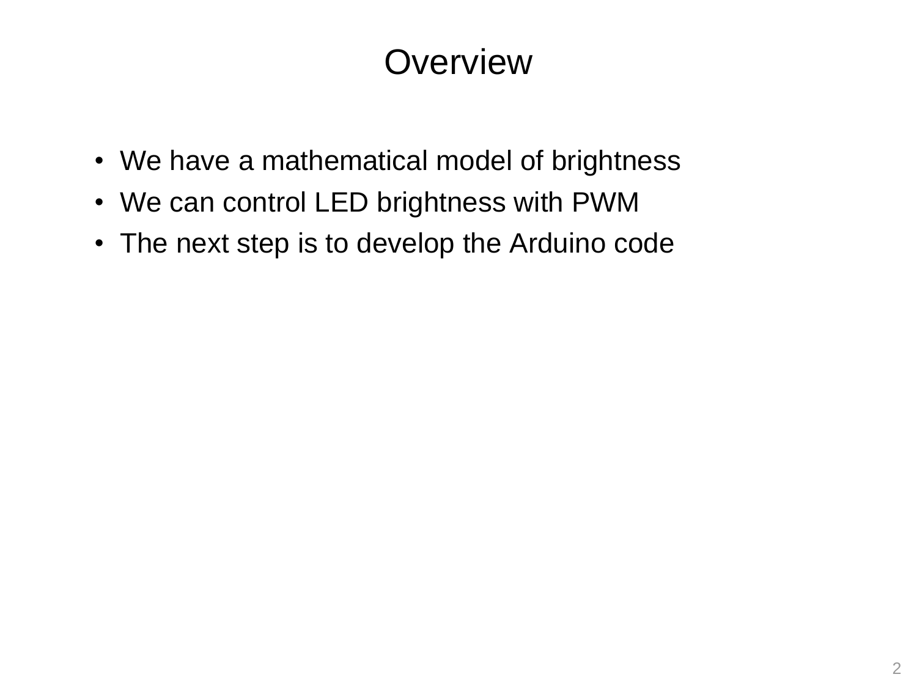# Overview

- We have a mathematical model of brightness
- We can control LED brightness with PWM
- The next step is to develop the Arduino code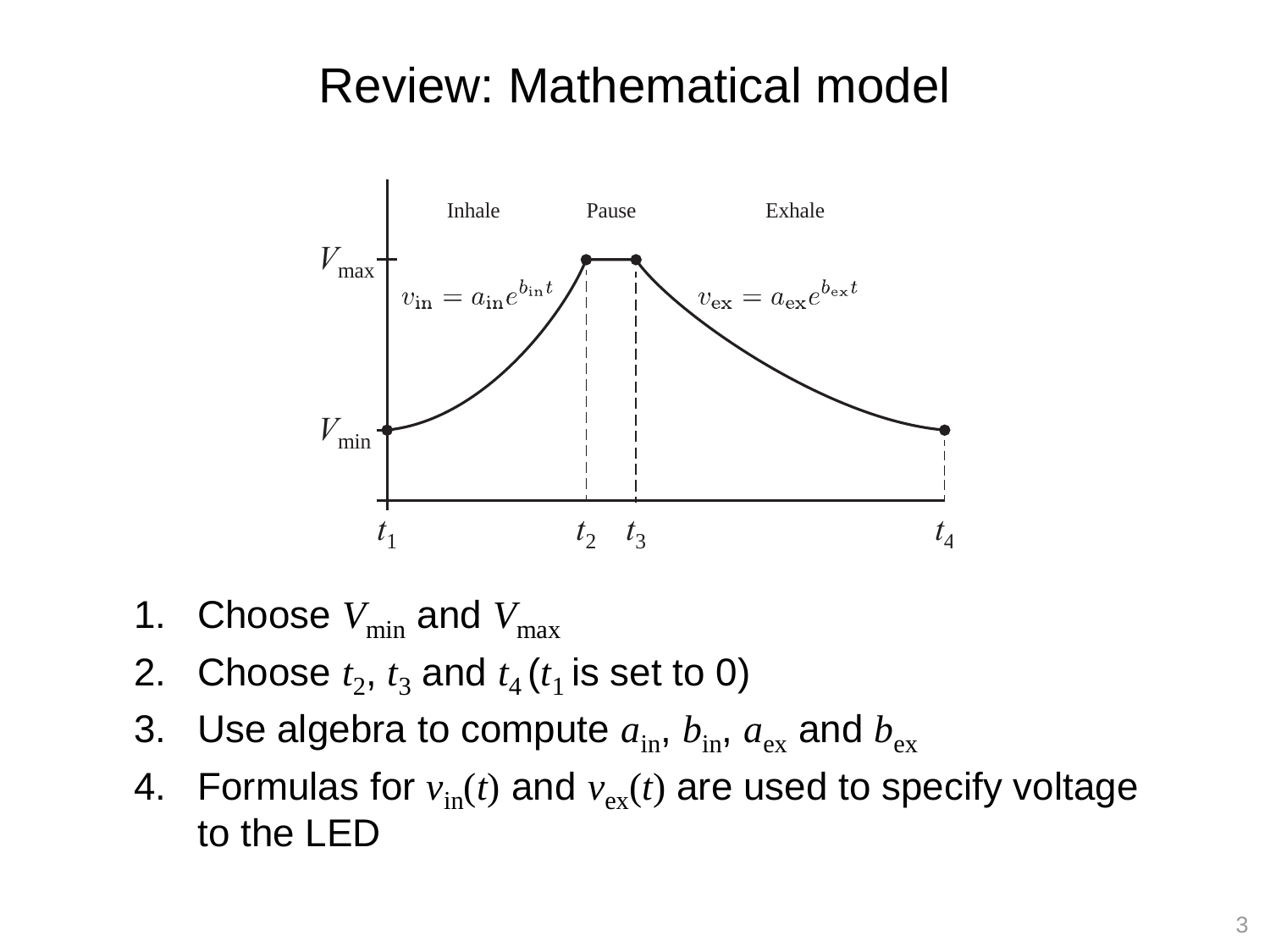# Review: Mathematical model

1. Choose $V_{\min}$ and $V_{\max}$
2. Choose $t_2$, $t_3$ and $t_4$ ($t_1$ is set to 0)
3. Use algebra to compute $a_{\text{in}}$, $b_{\text{in}}$, $a_{\text{ex}}$ and $b_{\text{ex}}$
4. Formulas for $v_{\text{in}}(t)$ and $v_{\text{ex}}(t)$ are used to specify voltage to the LED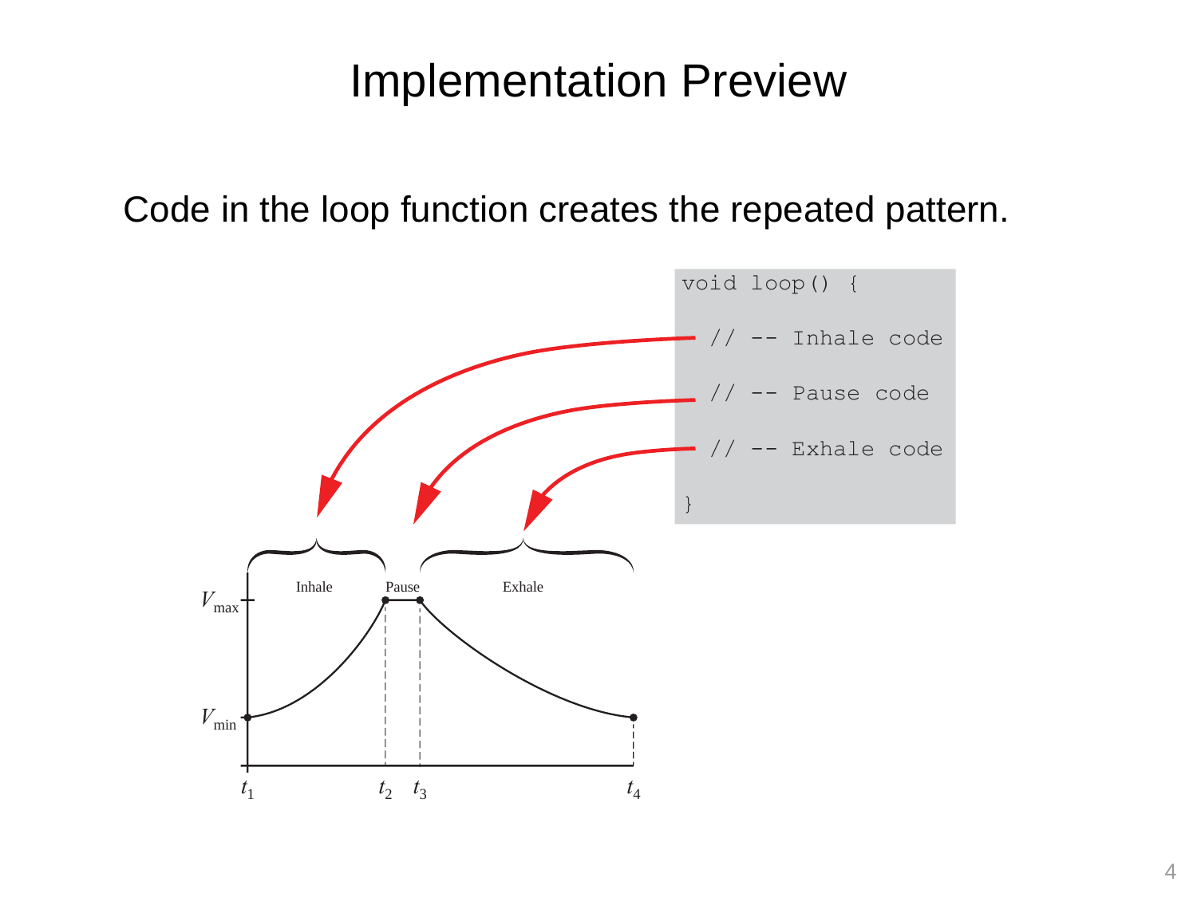# Implementation Preview

Code in the loop function creates the repeated pattern.

```
void loop() {
  // -- Inhale code
  // -- Pause code
  // -- Exhale code
}
```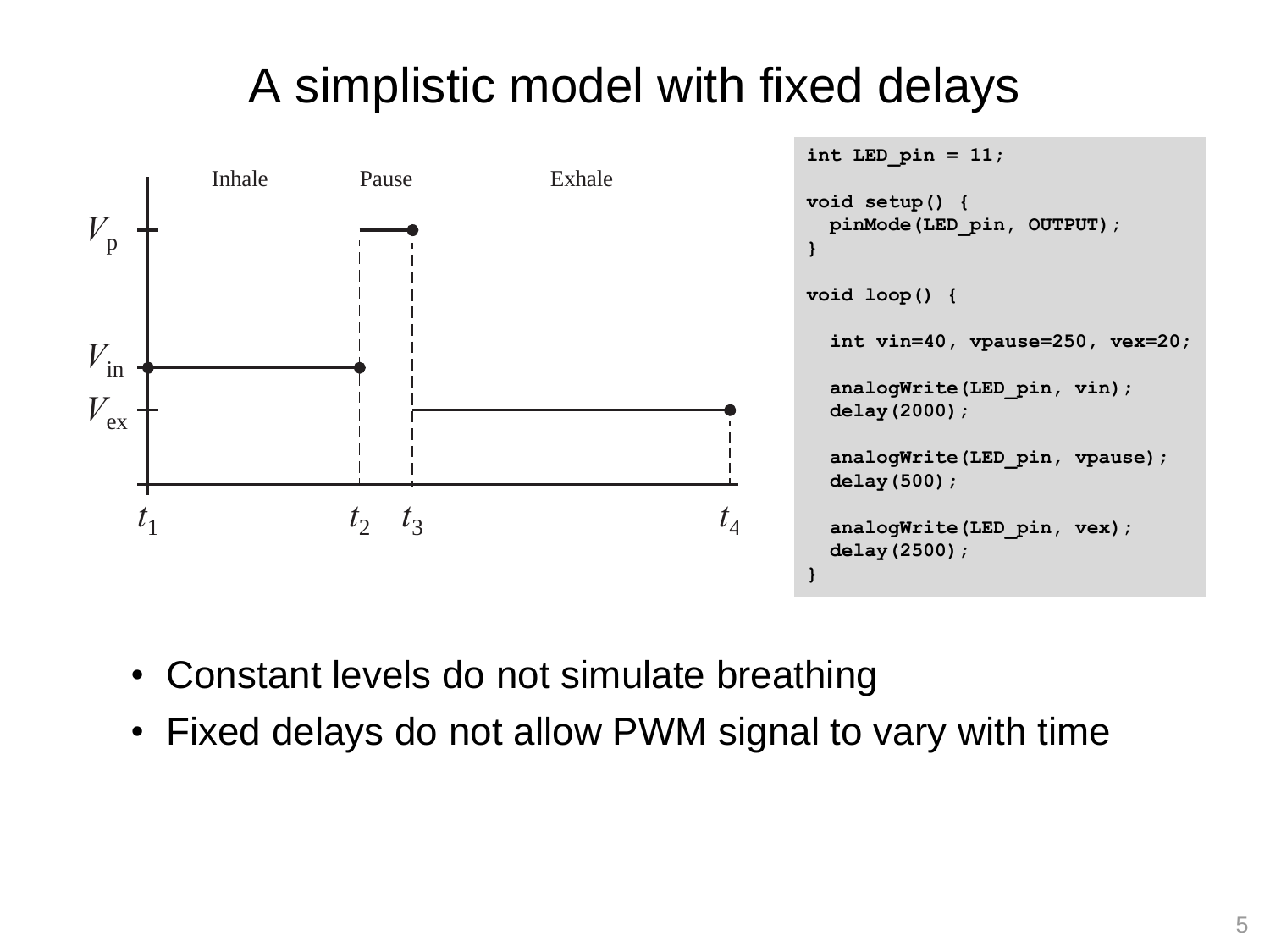# A simplistic model with fixed delays

```
int LED_pin = 11;

void setup() {
  pinMode(LED_pin, OUTPUT);
}

void loop() {

  int vin=40, vpause=250, vex=20;

  analogWrite(LED_pin, vin);
  delay(2000);

  analogWrite(LED_pin, vpause);
  delay(500);

  analogWrite(LED_pin, vex);
  delay(2500);
}
```

- Constant levels do not simulate breathing
- Fixed delays do not allow PWM signal to vary with time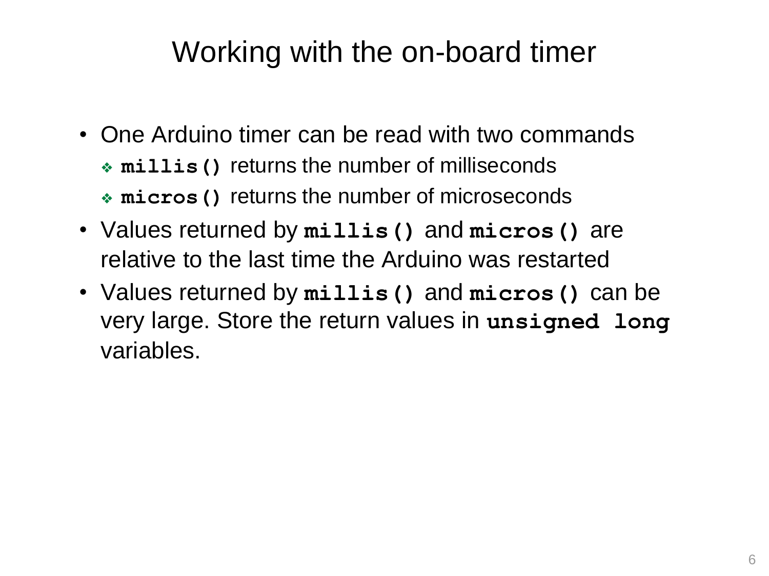# Working with the on-board timer

- One Arduino timer can be read with two commands
  - **`millis()`** returns the number of milliseconds
  - **`micros()`** returns the number of microseconds
- Values returned by **`millis()`** and **`micros()`** are relative to the last time the Arduino was restarted
- Values returned by **`millis()`** and **`micros()`** can be very large. Store the return values in **`unsigned long`** variables.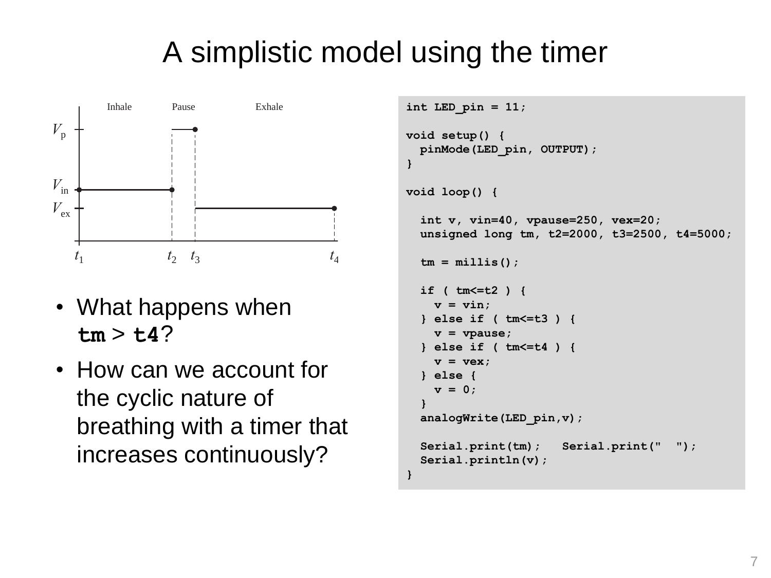# A simplistic model using the timer

Inhale Pause Exhale

$V_p$

$V_{in}$

$V_{ex}$

$t_1$ $t_2$ $t_3$ $t_4$

- What happens when **tm** > **t4**?
- How can we account for the cyclic nature of breathing with a timer that increases continuously?

```
int LED_pin = 11;

void setup() {
  pinMode(LED_pin, OUTPUT);
}

void loop() {

  int v, vin=40, vpause=250, vex=20;
  unsigned long tm, t2=2000, t3=2500, t4=5000;

  tm = millis();

  if ( tm<=t2 ) {
    v = vin;
  } else if ( tm<=t3 ) {
    v = vpause;
  } else if ( tm<=t4 ) {
    v = vex;
  } else {
    v = 0;
  }
  analogWrite(LED_pin,v);

  Serial.print(tm);   Serial.print("  ");
  Serial.println(v);
}
```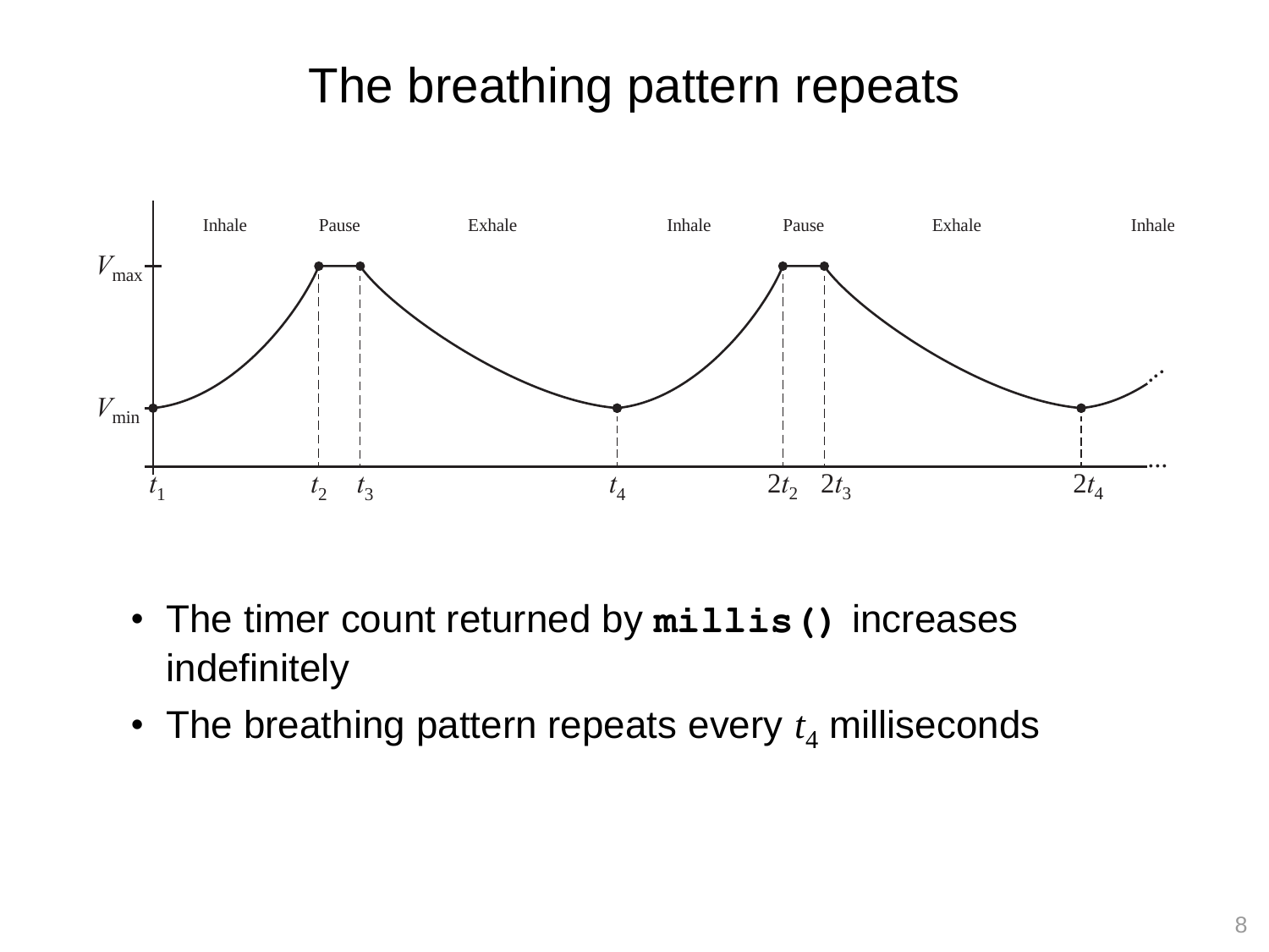# The breathing pattern repeats

- The timer count returned by **`millis()`** increases indefinitely
- The breathing pattern repeats every $t_4$ milliseconds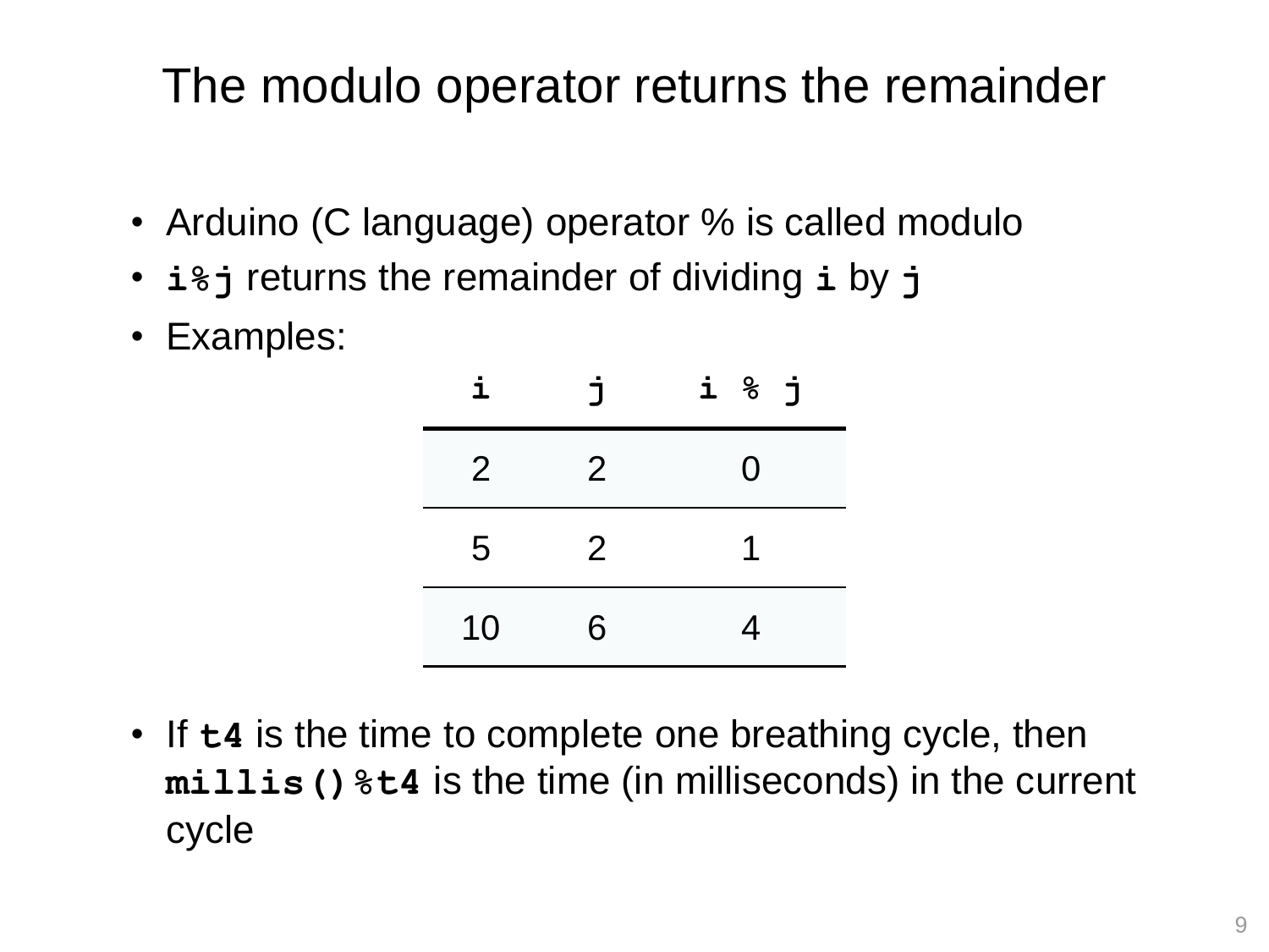# The modulo operator returns the remainder

- Arduino (C language) operator % is called modulo
- **`i%j`** returns the remainder of dividing **`i`** by **`j`**
- Examples:

| `i` | `j` | `i % j` |
|---|---|---|
| 2 | 2 | 0 |
| 5 | 2 | 1 |
| 10 | 6 | 4 |

- If **`t4`** is the time to complete one breathing cycle, then **`millis()%t4`** is the time (in milliseconds) in the current cycle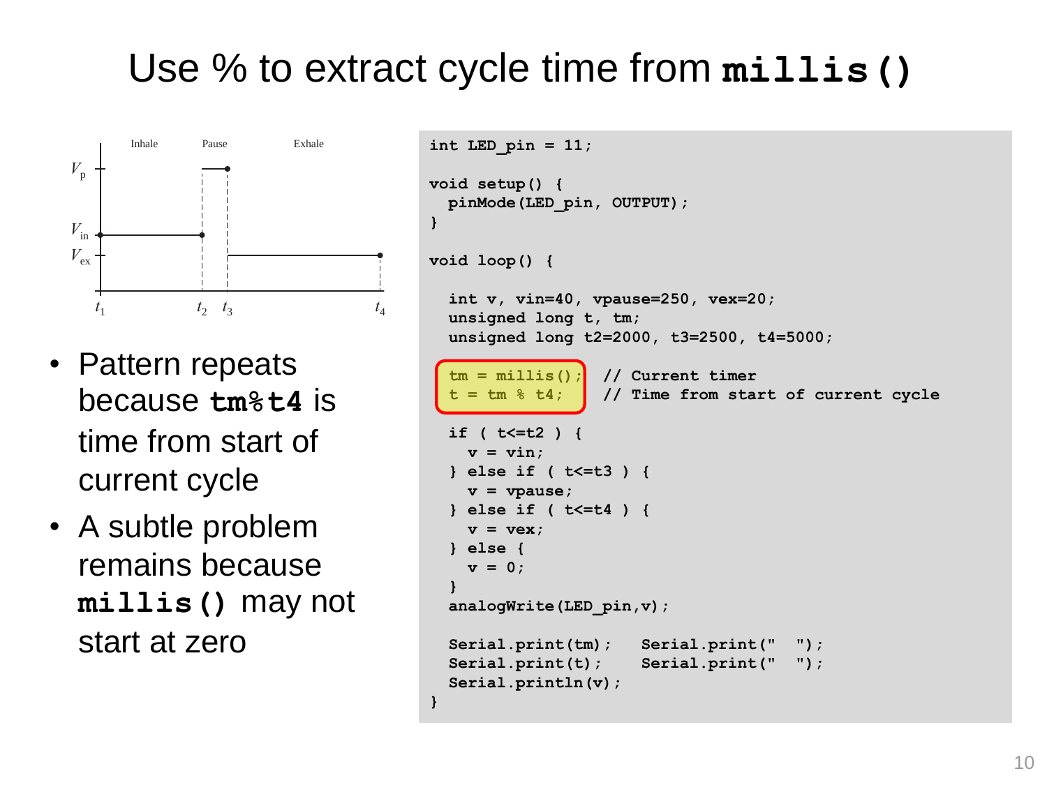# Use % to extract cycle time from **`millis()`**

- Pattern repeats because **`tm%t4`** is time from start of current cycle
- A subtle problem remains because **`millis()`** may not start at zero

```
int LED_pin = 11;

void setup() {
  pinMode(LED_pin, OUTPUT);
}

void loop() {

  int v, vin=40, vpause=250, vex=20;
  unsigned long t, tm;
  unsigned long t2=2000, t3=2500, t4=5000;

  tm = millis();    // Current timer
  t = tm % t4;      // Time from start of current cycle

  if ( t<=t2 ) {
    v = vin;
  } else if ( t<=t3 ) {
    v = vpause;
  } else if ( t<=t4 ) {
    v = vex;
  } else {
    v = 0;
  }
  analogWrite(LED_pin,v);

  Serial.print(tm);   Serial.print("  ");
  Serial.print(t);    Serial.print("  ");
  Serial.println(v);
}
```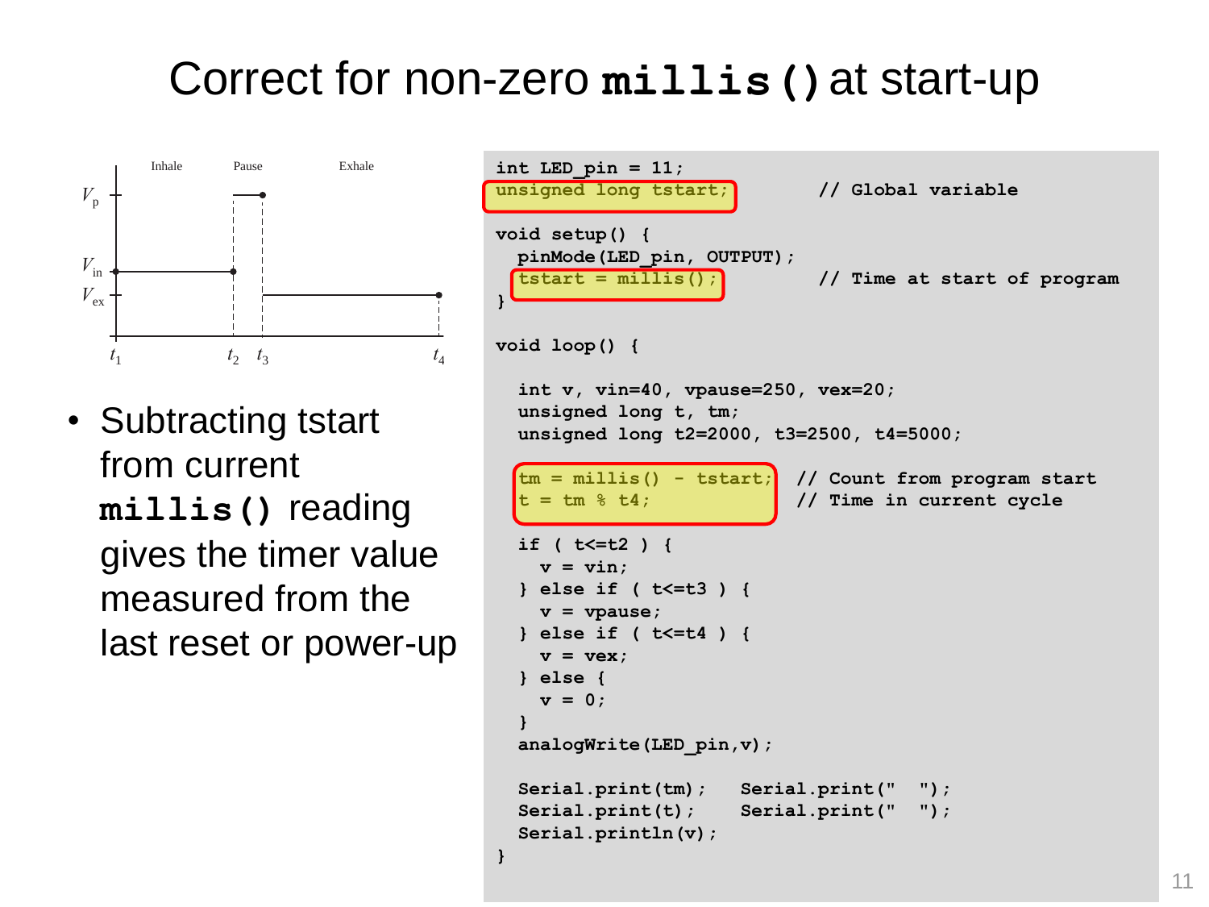# Correct for non-zero `millis()` at start-up

- Subtracting tstart from current **`millis()`** reading gives the timer value measured from the last reset or power-up

```
int LED_pin = 11;
unsigned long tstart;           // Global variable

void setup() {
  pinMode(LED_pin, OUTPUT);
  tstart = millis();            // Time at start of program
}

void loop() {

  int v, vin=40, vpause=250, vex=20;
  unsigned long t, tm;
  unsigned long t2=2000, t3=2500, t4=5000;

  tm = millis() - tstart;   // Count from program start
  t = tm % t4;              // Time in current cycle

  if ( t<=t2 ) {
    v = vin;
  } else if ( t<=t3 ) {
    v = vpause;
  } else if ( t<=t4 ) {
    v = vex;
  } else {
    v = 0;
  }
  analogWrite(LED_pin,v);

  Serial.print(tm);   Serial.print("  ");
  Serial.print(t);    Serial.print("  ");
  Serial.println(v);
}
```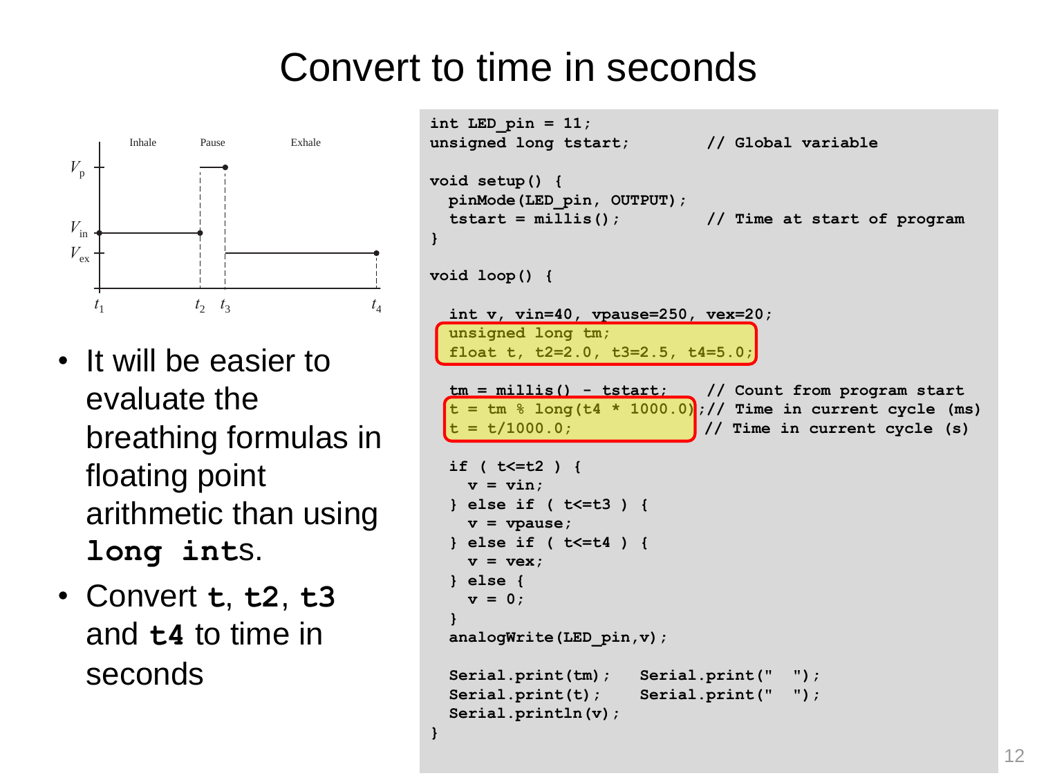# Convert to time in seconds

- It will be easier to evaluate the breathing formulas in floating point arithmetic than using **`long int`**s.
- Convert **`t`**, **`t2`**, **`t3`** and **`t4`** to time in seconds

```
int LED_pin = 11;
unsigned long tstart;          // Global variable

void setup() {
  pinMode(LED_pin, OUTPUT);
  tstart = millis();           // Time at start of program
}

void loop() {

  int v, vin=40, vpause=250, vex=20;
  unsigned long tm;
  float t, t2=2.0, t3=2.5, t4=5.0;

  tm = millis() - tstart;      // Count from program start
  t = tm % long(t4 * 1000.0);// Time in current cycle (ms)
  t = t/1000.0;                // Time in current cycle (s)

  if ( t<=t2 ) {
    v = vin;
  } else if ( t<=t3 ) {
    v = vpause;
  } else if ( t<=t4 ) {
    v = vex;
  } else {
    v = 0;
  }
  analogWrite(LED_pin,v);

  Serial.print(tm);   Serial.print("  ");
  Serial.print(t);    Serial.print("  ");
  Serial.println(v);
}
```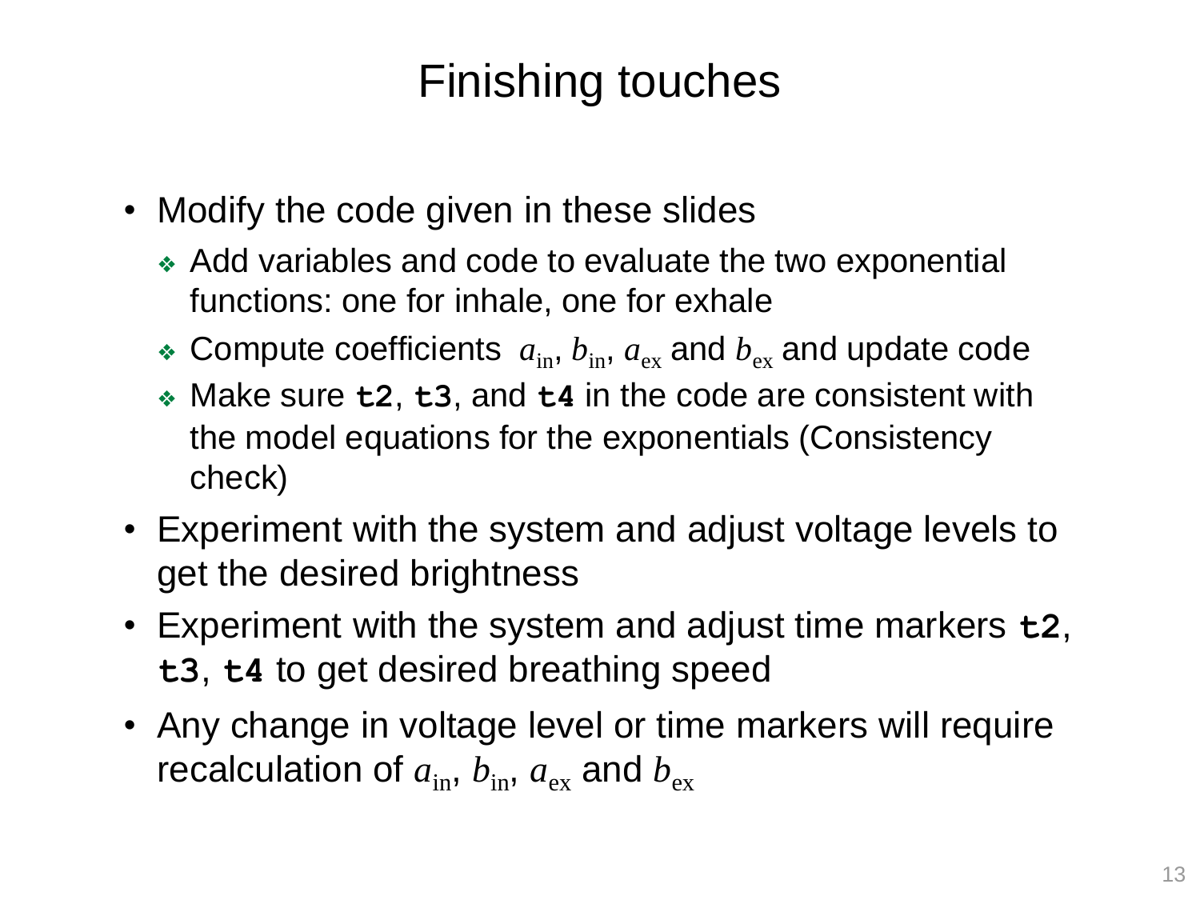# Finishing touches

- Modify the code given in these slides
  - Add variables and code to evaluate the two exponential functions: one for inhale, one for exhale
  - Compute coefficients $a_{\text{in}}$, $b_{\text{in}}$, $a_{\text{ex}}$ and $b_{\text{ex}}$ and update code
  - Make sure **`t2`**, **`t3`**, and **`t4`** in the code are consistent with the model equations for the exponentials (Consistency check)
- Experiment with the system and adjust voltage levels to get the desired brightness
- Experiment with the system and adjust time markers **`t2`**, **`t3`**, **`t4`** to get desired breathing speed
- Any change in voltage level or time markers will require recalculation of $a_{\text{in}}$, $b_{\text{in}}$, $a_{\text{ex}}$ and $b_{\text{ex}}$